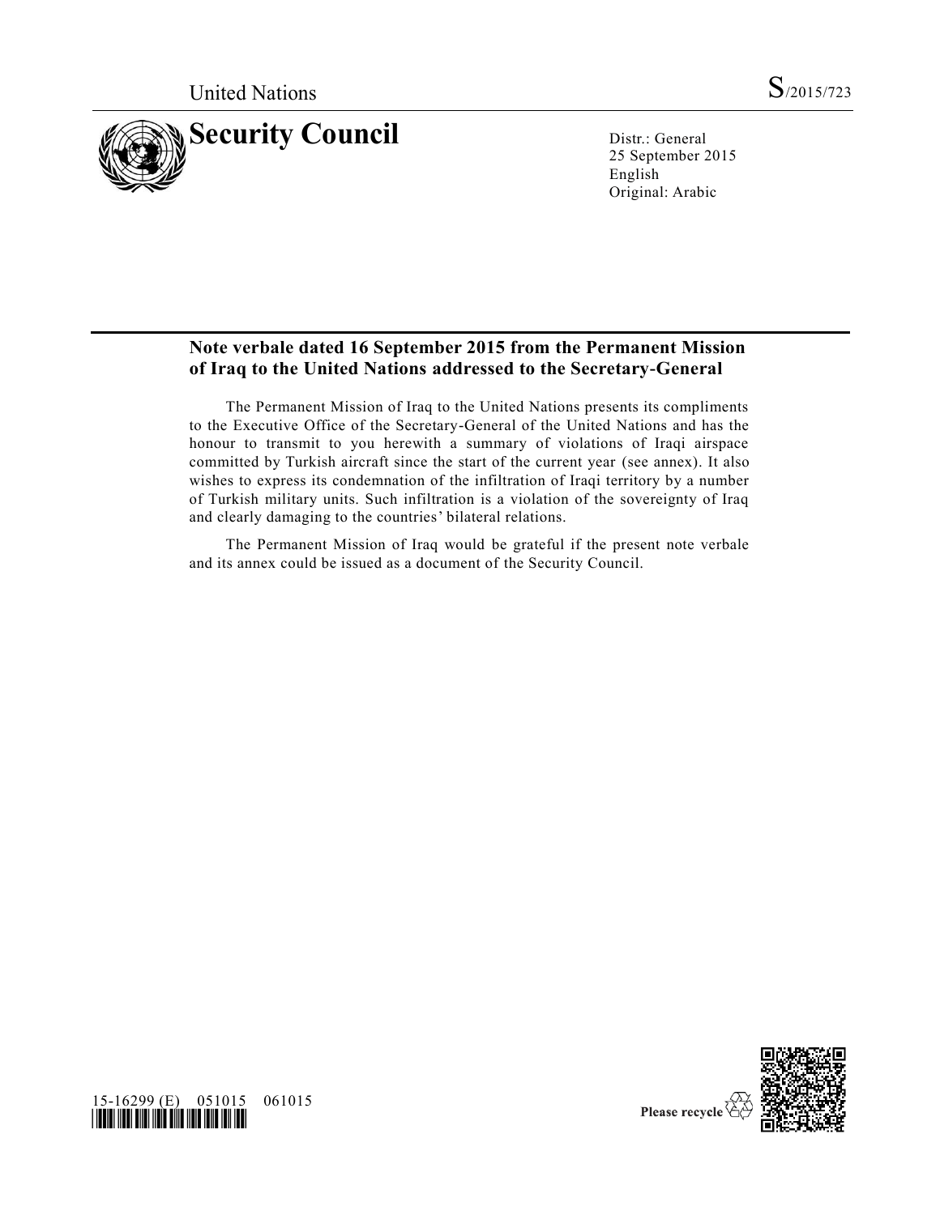United Nations

S/2015/723

# Security Council

Distr.: General
25 September 2015
English
Original: Arabic

## Note verbale dated 16 September 2015 from the Permanent Mission of Iraq to the United Nations addressed to the Secretary-General

The Permanent Mission of Iraq to the United Nations presents its compliments to the Executive Office of the Secretary-General of the United Nations and has the honour to transmit to you herewith a summary of violations of Iraqi airspace committed by Turkish aircraft since the start of the current year (see annex). It also wishes to express its condemnation of the infiltration of Iraqi territory by a number of Turkish military units. Such infiltration is a violation of the sovereignty of Iraq and clearly damaging to the countries' bilateral relations.

The Permanent Mission of Iraq would be grateful if the present note verbale and its annex could be issued as a document of the Security Council.

15-16299 (E) 051015 061015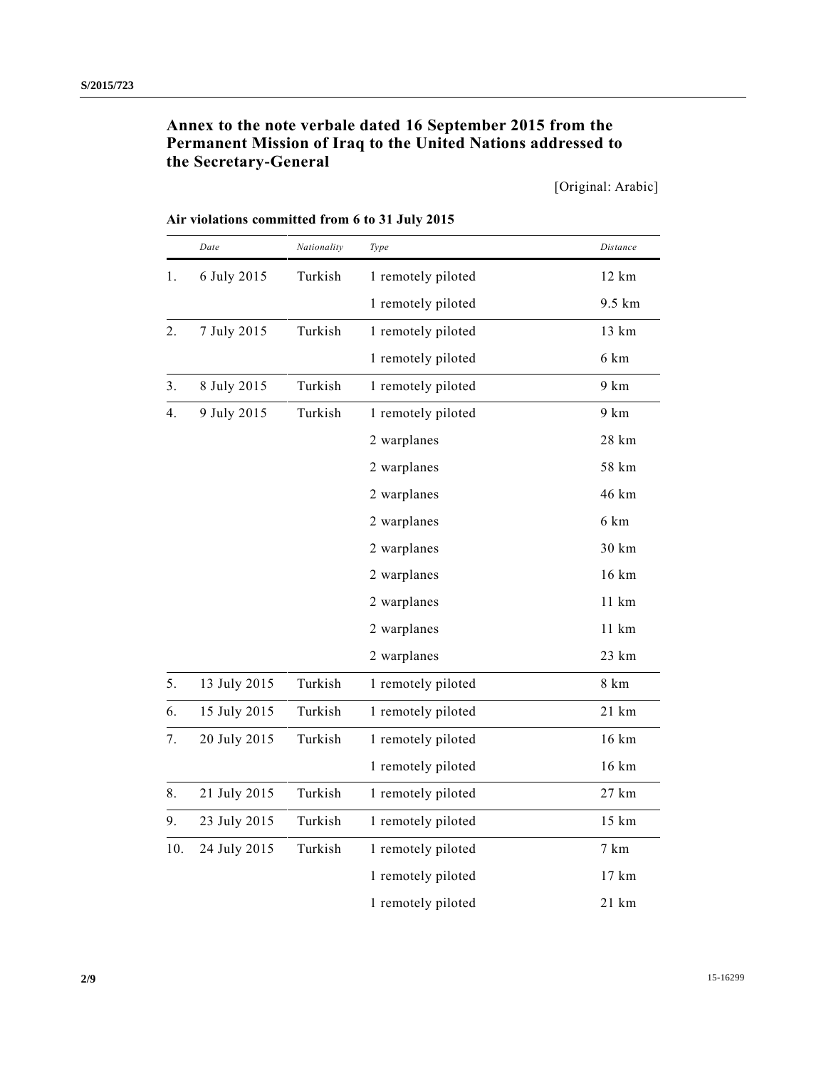## Annex to the note verbale dated 16 September 2015 from the Permanent Mission of Iraq to the United Nations addressed to the Secretary-General

[Original: Arabic]

**Air violations committed from 6 to 31 July 2015**

| | *Date* | *Nationality* | *Type* | *Distance* |
|---|---|---|---|---|
| 1. | 6 July 2015 | Turkish | 1 remotely piloted | 12 km |
| | | | 1 remotely piloted | 9.5 km |
| 2. | 7 July 2015 | Turkish | 1 remotely piloted | 13 km |
| | | | 1 remotely piloted | 6 km |
| 3. | 8 July 2015 | Turkish | 1 remotely piloted | 9 km |
| 4. | 9 July 2015 | Turkish | 1 remotely piloted | 9 km |
| | | | 2 warplanes | 28 km |
| | | | 2 warplanes | 58 km |
| | | | 2 warplanes | 46 km |
| | | | 2 warplanes | 6 km |
| | | | 2 warplanes | 30 km |
| | | | 2 warplanes | 16 km |
| | | | 2 warplanes | 11 km |
| | | | 2 warplanes | 11 km |
| | | | 2 warplanes | 23 km |
| 5. | 13 July 2015 | Turkish | 1 remotely piloted | 8 km |
| 6. | 15 July 2015 | Turkish | 1 remotely piloted | 21 km |
| 7. | 20 July 2015 | Turkish | 1 remotely piloted | 16 km |
| | | | 1 remotely piloted | 16 km |
| 8. | 21 July 2015 | Turkish | 1 remotely piloted | 27 km |
| 9. | 23 July 2015 | Turkish | 1 remotely piloted | 15 km |
| 10. | 24 July 2015 | Turkish | 1 remotely piloted | 7 km |
| | | | 1 remotely piloted | 17 km |
| | | | 1 remotely piloted | 21 km |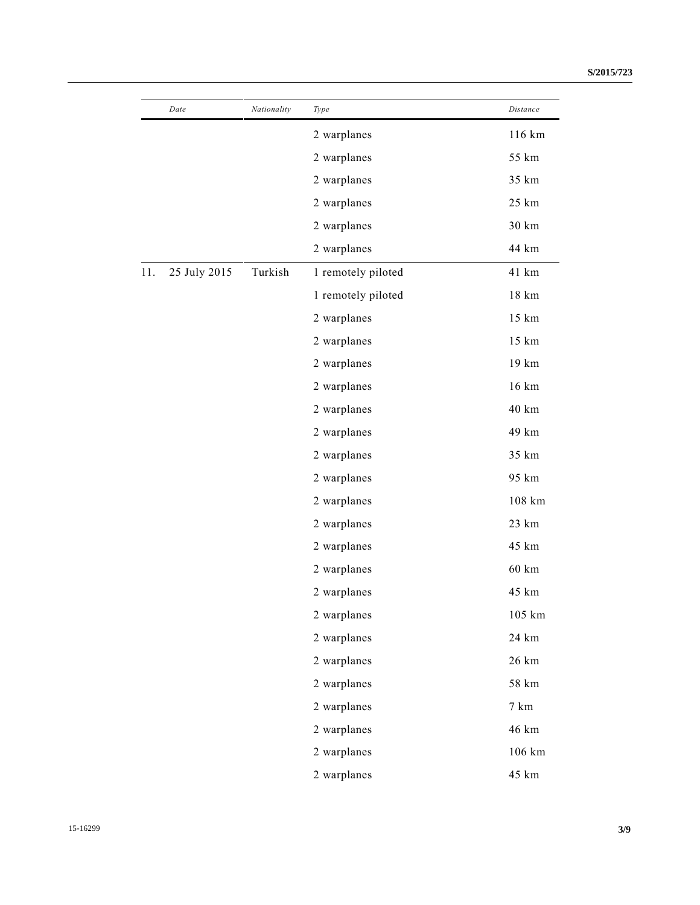| | Date | Nationality | Type | Distance |
|---|---|---|---|---|
| | | | 2 warplanes | 116 km |
| | | | 2 warplanes | 55 km |
| | | | 2 warplanes | 35 km |
| | | | 2 warplanes | 25 km |
| | | | 2 warplanes | 30 km |
| | | | 2 warplanes | 44 km |
| 11. | 25 July 2015 | Turkish | 1 remotely piloted | 41 km |
| | | | 1 remotely piloted | 18 km |
| | | | 2 warplanes | 15 km |
| | | | 2 warplanes | 15 km |
| | | | 2 warplanes | 19 km |
| | | | 2 warplanes | 16 km |
| | | | 2 warplanes | 40 km |
| | | | 2 warplanes | 49 km |
| | | | 2 warplanes | 35 km |
| | | | 2 warplanes | 95 km |
| | | | 2 warplanes | 108 km |
| | | | 2 warplanes | 23 km |
| | | | 2 warplanes | 45 km |
| | | | 2 warplanes | 60 km |
| | | | 2 warplanes | 45 km |
| | | | 2 warplanes | 105 km |
| | | | 2 warplanes | 24 km |
| | | | 2 warplanes | 26 km |
| | | | 2 warplanes | 58 km |
| | | | 2 warplanes | 7 km |
| | | | 2 warplanes | 46 km |
| | | | 2 warplanes | 106 km |
| | | | 2 warplanes | 45 km |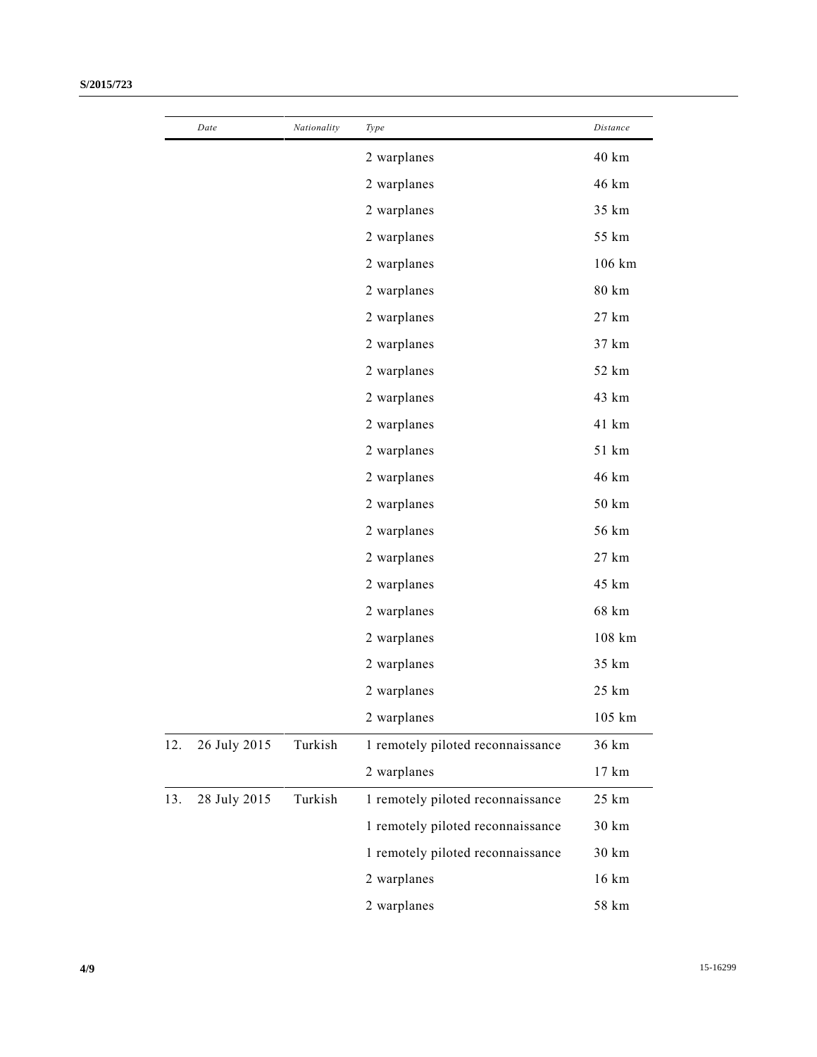| | Date | Nationality | Type | Distance |
|---|---|---|---|---|
| | | | 2 warplanes | 40 km |
| | | | 2 warplanes | 46 km |
| | | | 2 warplanes | 35 km |
| | | | 2 warplanes | 55 km |
| | | | 2 warplanes | 106 km |
| | | | 2 warplanes | 80 km |
| | | | 2 warplanes | 27 km |
| | | | 2 warplanes | 37 km |
| | | | 2 warplanes | 52 km |
| | | | 2 warplanes | 43 km |
| | | | 2 warplanes | 41 km |
| | | | 2 warplanes | 51 km |
| | | | 2 warplanes | 46 km |
| | | | 2 warplanes | 50 km |
| | | | 2 warplanes | 56 km |
| | | | 2 warplanes | 27 km |
| | | | 2 warplanes | 45 km |
| | | | 2 warplanes | 68 km |
| | | | 2 warplanes | 108 km |
| | | | 2 warplanes | 35 km |
| | | | 2 warplanes | 25 km |
| | | | 2 warplanes | 105 km |
| 12. | 26 July 2015 | Turkish | 1 remotely piloted reconnaissance | 36 km |
| | | | 2 warplanes | 17 km |
| 13. | 28 July 2015 | Turkish | 1 remotely piloted reconnaissance | 25 km |
| | | | 1 remotely piloted reconnaissance | 30 km |
| | | | 1 remotely piloted reconnaissance | 30 km |
| | | | 2 warplanes | 16 km |
| | | | 2 warplanes | 58 km |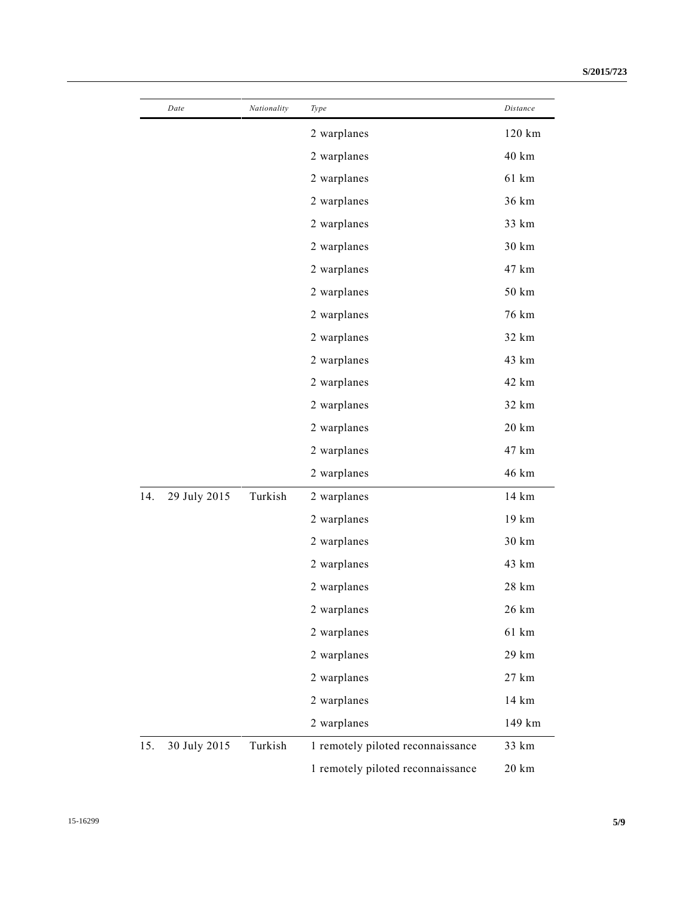| | Date | Nationality | Type | Distance |
|---|---|---|---|---|
| | | | 2 warplanes | 120 km |
| | | | 2 warplanes | 40 km |
| | | | 2 warplanes | 61 km |
| | | | 2 warplanes | 36 km |
| | | | 2 warplanes | 33 km |
| | | | 2 warplanes | 30 km |
| | | | 2 warplanes | 47 km |
| | | | 2 warplanes | 50 km |
| | | | 2 warplanes | 76 km |
| | | | 2 warplanes | 32 km |
| | | | 2 warplanes | 43 km |
| | | | 2 warplanes | 42 km |
| | | | 2 warplanes | 32 km |
| | | | 2 warplanes | 20 km |
| | | | 2 warplanes | 47 km |
| | | | 2 warplanes | 46 km |
| 14. | 29 July 2015 | Turkish | 2 warplanes | 14 km |
| | | | 2 warplanes | 19 km |
| | | | 2 warplanes | 30 km |
| | | | 2 warplanes | 43 km |
| | | | 2 warplanes | 28 km |
| | | | 2 warplanes | 26 km |
| | | | 2 warplanes | 61 km |
| | | | 2 warplanes | 29 km |
| | | | 2 warplanes | 27 km |
| | | | 2 warplanes | 14 km |
| | | | 2 warplanes | 149 km |
| 15. | 30 July 2015 | Turkish | 1 remotely piloted reconnaissance | 33 km |
| | | | 1 remotely piloted reconnaissance | 20 km |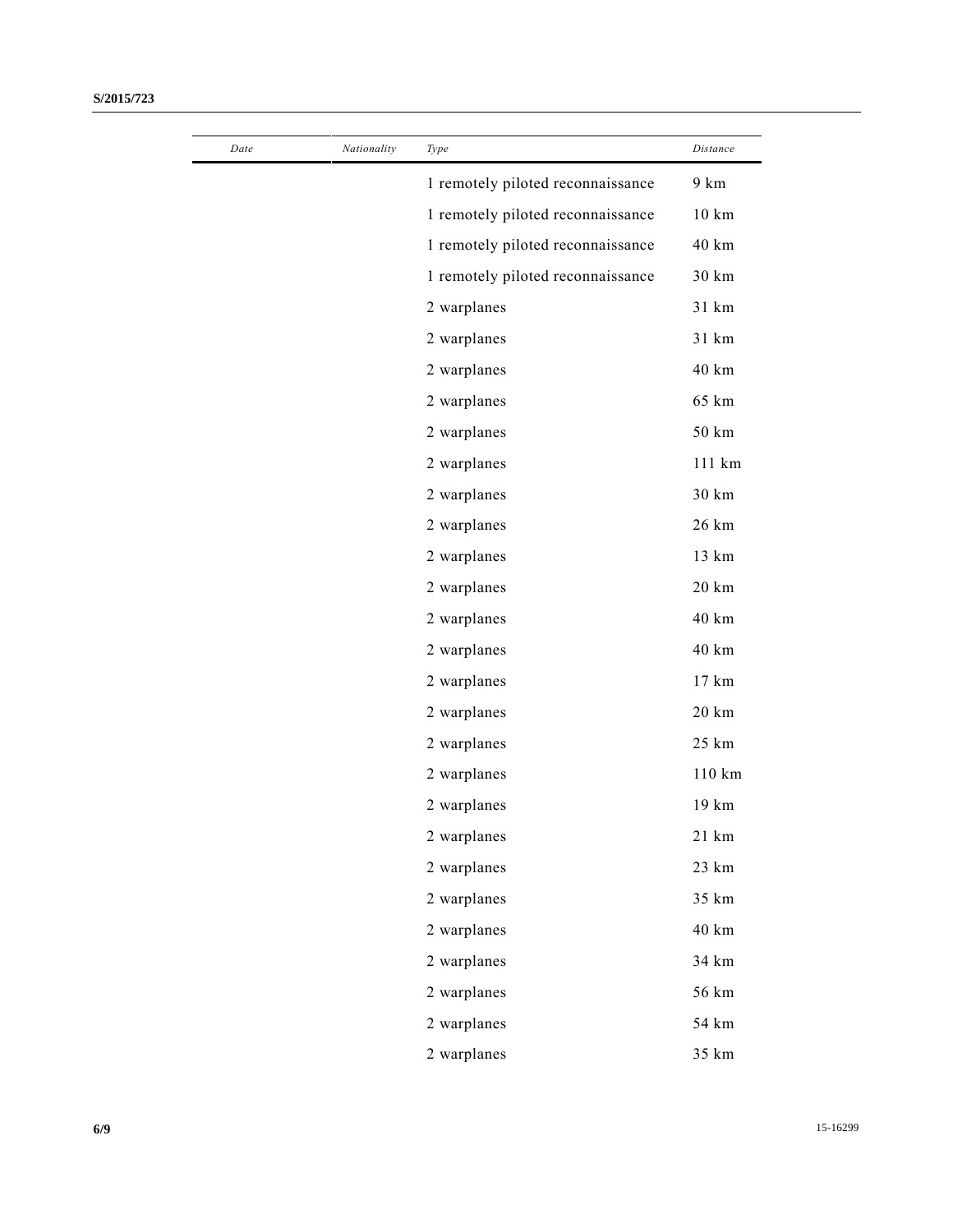| Date | Nationality | Type | Distance |
|---|---|---|---|
| | | 1 remotely piloted reconnaissance | 9 km |
| | | 1 remotely piloted reconnaissance | 10 km |
| | | 1 remotely piloted reconnaissance | 40 km |
| | | 1 remotely piloted reconnaissance | 30 km |
| | | 2 warplanes | 31 km |
| | | 2 warplanes | 31 km |
| | | 2 warplanes | 40 km |
| | | 2 warplanes | 65 km |
| | | 2 warplanes | 50 km |
| | | 2 warplanes | 111 km |
| | | 2 warplanes | 30 km |
| | | 2 warplanes | 26 km |
| | | 2 warplanes | 13 km |
| | | 2 warplanes | 20 km |
| | | 2 warplanes | 40 km |
| | | 2 warplanes | 40 km |
| | | 2 warplanes | 17 km |
| | | 2 warplanes | 20 km |
| | | 2 warplanes | 25 km |
| | | 2 warplanes | 110 km |
| | | 2 warplanes | 19 km |
| | | 2 warplanes | 21 km |
| | | 2 warplanes | 23 km |
| | | 2 warplanes | 35 km |
| | | 2 warplanes | 40 km |
| | | 2 warplanes | 34 km |
| | | 2 warplanes | 56 km |
| | | 2 warplanes | 54 km |
| | | 2 warplanes | 35 km |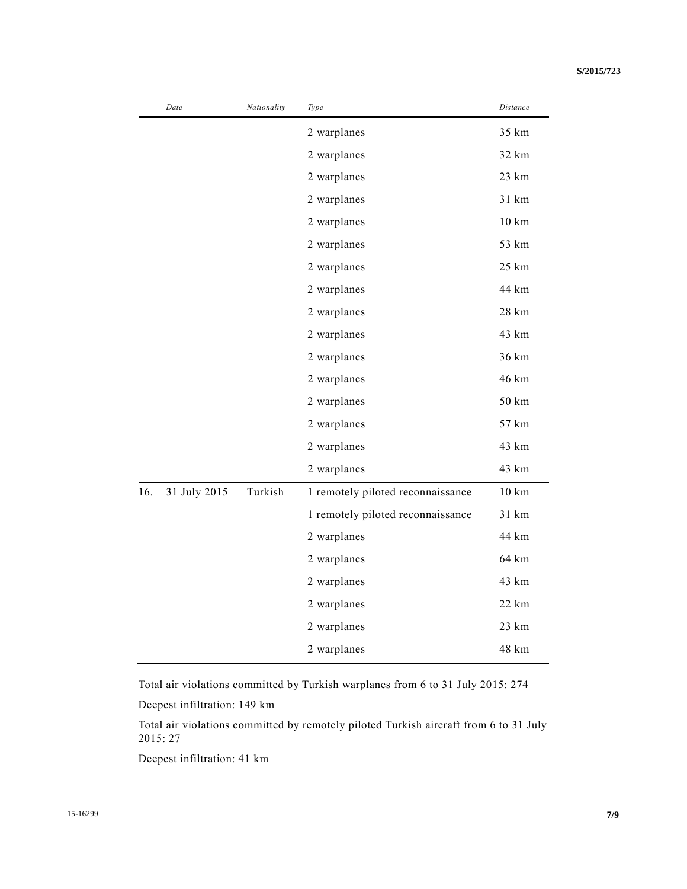| Date | Nationality | Type | Distance |
|---|---|---|---|
| | | 2 warplanes | 35 km |
| | | 2 warplanes | 32 km |
| | | 2 warplanes | 23 km |
| | | 2 warplanes | 31 km |
| | | 2 warplanes | 10 km |
| | | 2 warplanes | 53 km |
| | | 2 warplanes | 25 km |
| | | 2 warplanes | 44 km |
| | | 2 warplanes | 28 km |
| | | 2 warplanes | 43 km |
| | | 2 warplanes | 36 km |
| | | 2 warplanes | 46 km |
| | | 2 warplanes | 50 km |
| | | 2 warplanes | 57 km |
| | | 2 warplanes | 43 km |
| | | 2 warplanes | 43 km |
| 16. 31 July 2015 | Turkish | 1 remotely piloted reconnaissance | 10 km |
| | | 1 remotely piloted reconnaissance | 31 km |
| | | 2 warplanes | 44 km |
| | | 2 warplanes | 64 km |
| | | 2 warplanes | 43 km |
| | | 2 warplanes | 22 km |
| | | 2 warplanes | 23 km |
| | | 2 warplanes | 48 km |

Total air violations committed by Turkish warplanes from 6 to 31 July 2015: 274

Deepest infiltration: 149 km

Total air violations committed by remotely piloted Turkish aircraft from 6 to 31 July 2015: 27

Deepest infiltration: 41 km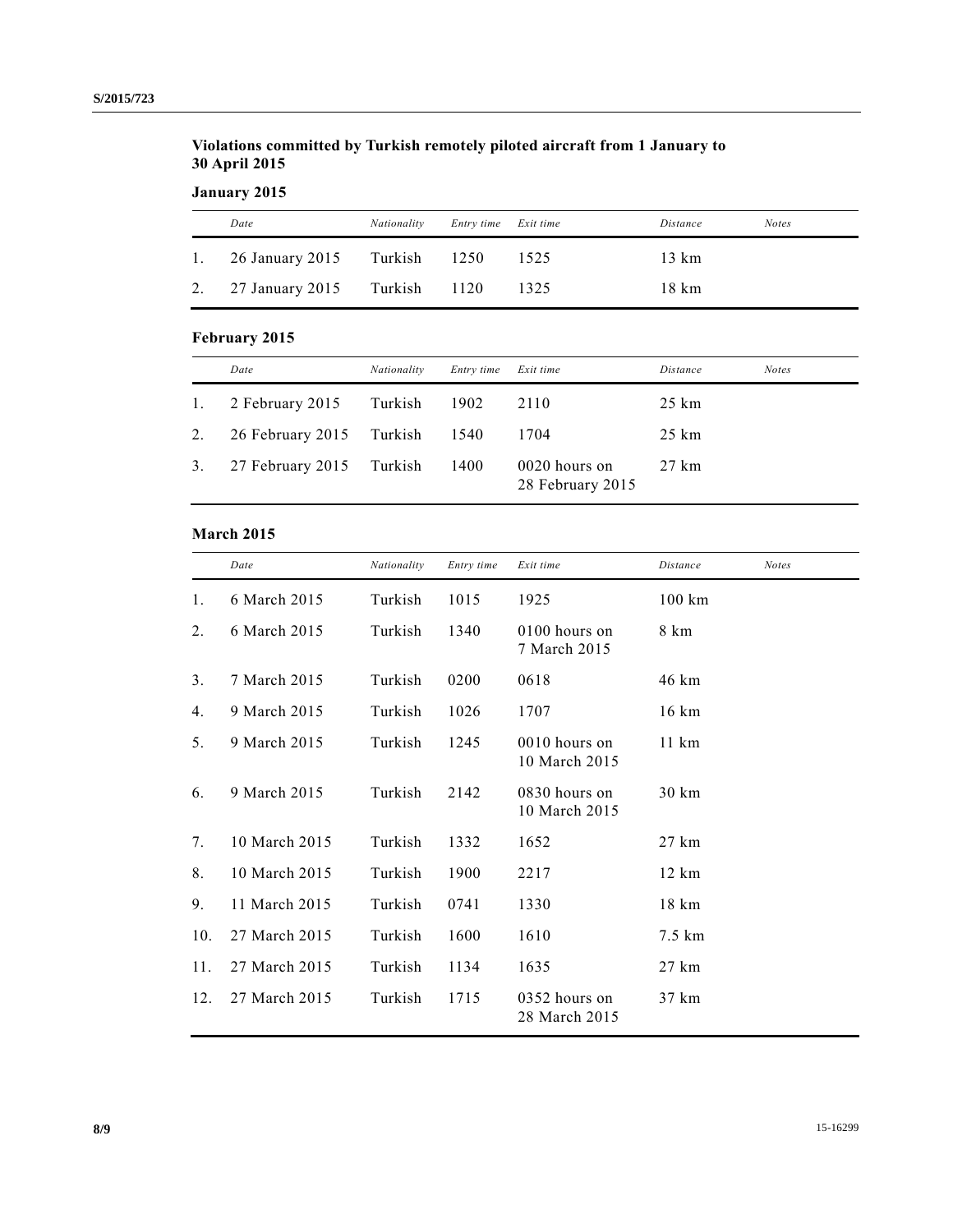**Violations committed by Turkish remotely piloted aircraft from 1 January to 30 April 2015**

**January 2015**

| | *Date* | *Nationality* | *Entry time* | *Exit time* | *Distance* | *Notes* |
|---|---|---|---|---|---|---|
| 1. | 26 January 2015 | Turkish | 1250 | 1525 | 13 km | |
| 2. | 27 January 2015 | Turkish | 1120 | 1325 | 18 km | |

**February 2015**

| | *Date* | *Nationality* | *Entry time* | *Exit time* | *Distance* | *Notes* |
|---|---|---|---|---|---|---|
| 1. | 2 February 2015 | Turkish | 1902 | 2110 | 25 km | |
| 2. | 26 February 2015 | Turkish | 1540 | 1704 | 25 km | |
| 3. | 27 February 2015 | Turkish | 1400 | 0020 hours on 28 February 2015 | 27 km | |

**March 2015**

| | *Date* | *Nationality* | *Entry time* | *Exit time* | *Distance* | *Notes* |
|---|---|---|---|---|---|---|
| 1. | 6 March 2015 | Turkish | 1015 | 1925 | 100 km | |
| 2. | 6 March 2015 | Turkish | 1340 | 0100 hours on 7 March 2015 | 8 km | |
| 3. | 7 March 2015 | Turkish | 0200 | 0618 | 46 km | |
| 4. | 9 March 2015 | Turkish | 1026 | 1707 | 16 km | |
| 5. | 9 March 2015 | Turkish | 1245 | 0010 hours on 10 March 2015 | 11 km | |
| 6. | 9 March 2015 | Turkish | 2142 | 0830 hours on 10 March 2015 | 30 km | |
| 7. | 10 March 2015 | Turkish | 1332 | 1652 | 27 km | |
| 8. | 10 March 2015 | Turkish | 1900 | 2217 | 12 km | |
| 9. | 11 March 2015 | Turkish | 0741 | 1330 | 18 km | |
| 10. | 27 March 2015 | Turkish | 1600 | 1610 | 7.5 km | |
| 11. | 27 March 2015 | Turkish | 1134 | 1635 | 27 km | |
| 12. | 27 March 2015 | Turkish | 1715 | 0352 hours on 28 March 2015 | 37 km | |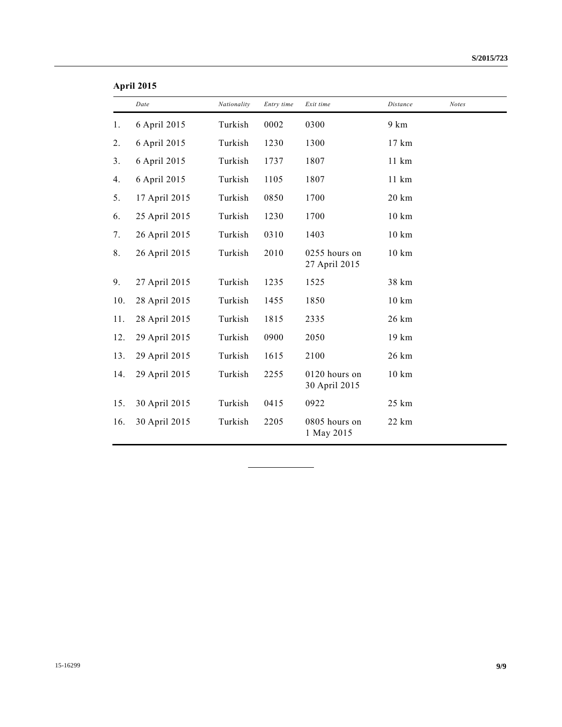**April 2015**

| | *Date* | *Nationality* | *Entry time* | *Exit time* | *Distance* | *Notes* |
|---|---|---|---|---|---|---|
| 1. | 6 April 2015 | Turkish | 0002 | 0300 | 9 km | |
| 2. | 6 April 2015 | Turkish | 1230 | 1300 | 17 km | |
| 3. | 6 April 2015 | Turkish | 1737 | 1807 | 11 km | |
| 4. | 6 April 2015 | Turkish | 1105 | 1807 | 11 km | |
| 5. | 17 April 2015 | Turkish | 0850 | 1700 | 20 km | |
| 6. | 25 April 2015 | Turkish | 1230 | 1700 | 10 km | |
| 7. | 26 April 2015 | Turkish | 0310 | 1403 | 10 km | |
| 8. | 26 April 2015 | Turkish | 2010 | 0255 hours on 27 April 2015 | 10 km | |
| 9. | 27 April 2015 | Turkish | 1235 | 1525 | 38 km | |
| 10. | 28 April 2015 | Turkish | 1455 | 1850 | 10 km | |
| 11. | 28 April 2015 | Turkish | 1815 | 2335 | 26 km | |
| 12. | 29 April 2015 | Turkish | 0900 | 2050 | 19 km | |
| 13. | 29 April 2015 | Turkish | 1615 | 2100 | 26 km | |
| 14. | 29 April 2015 | Turkish | 2255 | 0120 hours on 30 April 2015 | 10 km | |
| 15. | 30 April 2015 | Turkish | 0415 | 0922 | 25 km | |
| 16. | 30 April 2015 | Turkish | 2205 | 0805 hours on 1 May 2015 | 22 km | |